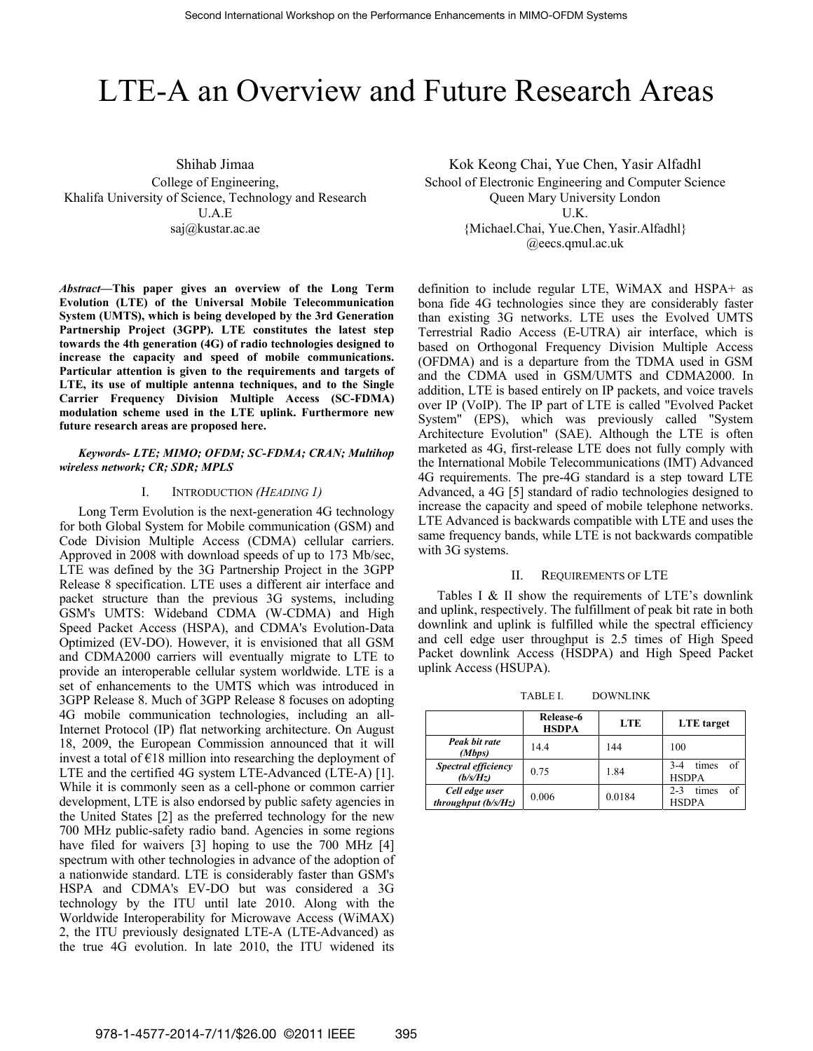# LTE-A an Overview and Future Research Areas

Shihab Jimaa
College of Engineering,
Khalifa University of Science, Technology and Research
U.A.E
saj@kustar.ac.ae

Kok Keong Chai, Yue Chen, Yasir Alfadhl
School of Electronic Engineering and Computer Science
Queen Mary University London
U.K.
{Michael.Chai, Yue.Chen, Yasir.Alfadhl}
@eecs.qmul.ac.uk

***Abstract*—This paper gives an overview of the Long Term Evolution (LTE) of the Universal Mobile Telecommunication System (UMTS), which is being developed by the 3rd Generation Partnership Project (3GPP). LTE constitutes the latest step towards the 4th generation (4G) of radio technologies designed to increase the capacity and speed of mobile communications. Particular attention is given to the requirements and targets of LTE, its use of multiple antenna techniques, and to the Single Carrier Frequency Division Multiple Access (SC-FDMA) modulation scheme used in the LTE uplink. Furthermore new future research areas are proposed here.**

***Keywords- LTE; MIMO; OFDM; SC-FDMA; CRAN; Multihop wireless network; CR; SDR; MPLS***

## I. INTRODUCTION *(HEADING 1)*

Long Term Evolution is the next-generation 4G technology for both Global System for Mobile communication (GSM) and Code Division Multiple Access (CDMA) cellular carriers. Approved in 2008 with download speeds of up to 173 Mb/sec, LTE was defined by the 3G Partnership Project in the 3GPP Release 8 specification. LTE uses a different air interface and packet structure than the previous 3G systems, including GSM's UMTS: Wideband CDMA (W-CDMA) and High Speed Packet Access (HSPA), and CDMA's Evolution-Data Optimized (EV-DO). However, it is envisioned that all GSM and CDMA2000 carriers will eventually migrate to LTE to provide an interoperable cellular system worldwide. LTE is a set of enhancements to the UMTS which was introduced in 3GPP Release 8. Much of 3GPP Release 8 focuses on adopting 4G mobile communication technologies, including an all-Internet Protocol (IP) flat networking architecture. On August 18, 2009, the European Commission announced that it will invest a total of €18 million into researching the deployment of LTE and the certified 4G system LTE-Advanced (LTE-A) [1]. While it is commonly seen as a cell-phone or common carrier development, LTE is also endorsed by public safety agencies in the United States [2] as the preferred technology for the new 700 MHz public-safety radio band. Agencies in some regions have filed for waivers [3] hoping to use the 700 MHz [4] spectrum with other technologies in advance of the adoption of a nationwide standard. LTE is considerably faster than GSM's HSPA and CDMA's EV-DO but was considered a 3G technology by the ITU until late 2010. Along with the Worldwide Interoperability for Microwave Access (WiMAX) 2, the ITU previously designated LTE-A (LTE-Advanced) as the true 4G evolution. In late 2010, the ITU widened its definition to include regular LTE, WiMAX and HSPA+ as bona fide 4G technologies since they are considerably faster than existing 3G networks. LTE uses the Evolved UMTS Terrestrial Radio Access (E-UTRA) air interface, which is based on Orthogonal Frequency Division Multiple Access (OFDMA) and is a departure from the TDMA used in GSM and the CDMA used in GSM/UMTS and CDMA2000. In addition, LTE is based entirely on IP packets, and voice travels over IP (VoIP). The IP part of LTE is called "Evolved Packet System" (EPS), which was previously called "System Architecture Evolution" (SAE). Although the LTE is often marketed as 4G, first-release LTE does not fully comply with the International Mobile Telecommunications (IMT) Advanced 4G requirements. The pre-4G standard is a step toward LTE Advanced, a 4G [5] standard of radio technologies designed to increase the capacity and speed of mobile telephone networks. LTE Advanced is backwards compatible with LTE and uses the same frequency bands, while LTE is not backwards compatible with 3G systems.

## II. REQUIREMENTS OF LTE

Tables I & II show the requirements of LTE's downlink and uplink, respectively. The fulfillment of peak bit rate in both downlink and uplink is fulfilled while the spectral efficiency and cell edge user throughput is 2.5 times of High Speed Packet downlink Access (HSDPA) and High Speed Packet uplink Access (HSUPA).

TABLE I. DOWNLINK

| | Release-6 HSDPA | LTE | LTE target |
|---|---|---|---|
| ***Peak bit rate (Mbps)*** | 14.4 | 144 | 100 |
| ***Spectral efficiency (b/s/Hz)*** | 0.75 | 1.84 | 3-4 times of HSDPA |
| ***Cell edge user throughput (b/s/Hz)*** | 0.006 | 0.0184 | 2-3 times of HSDPA |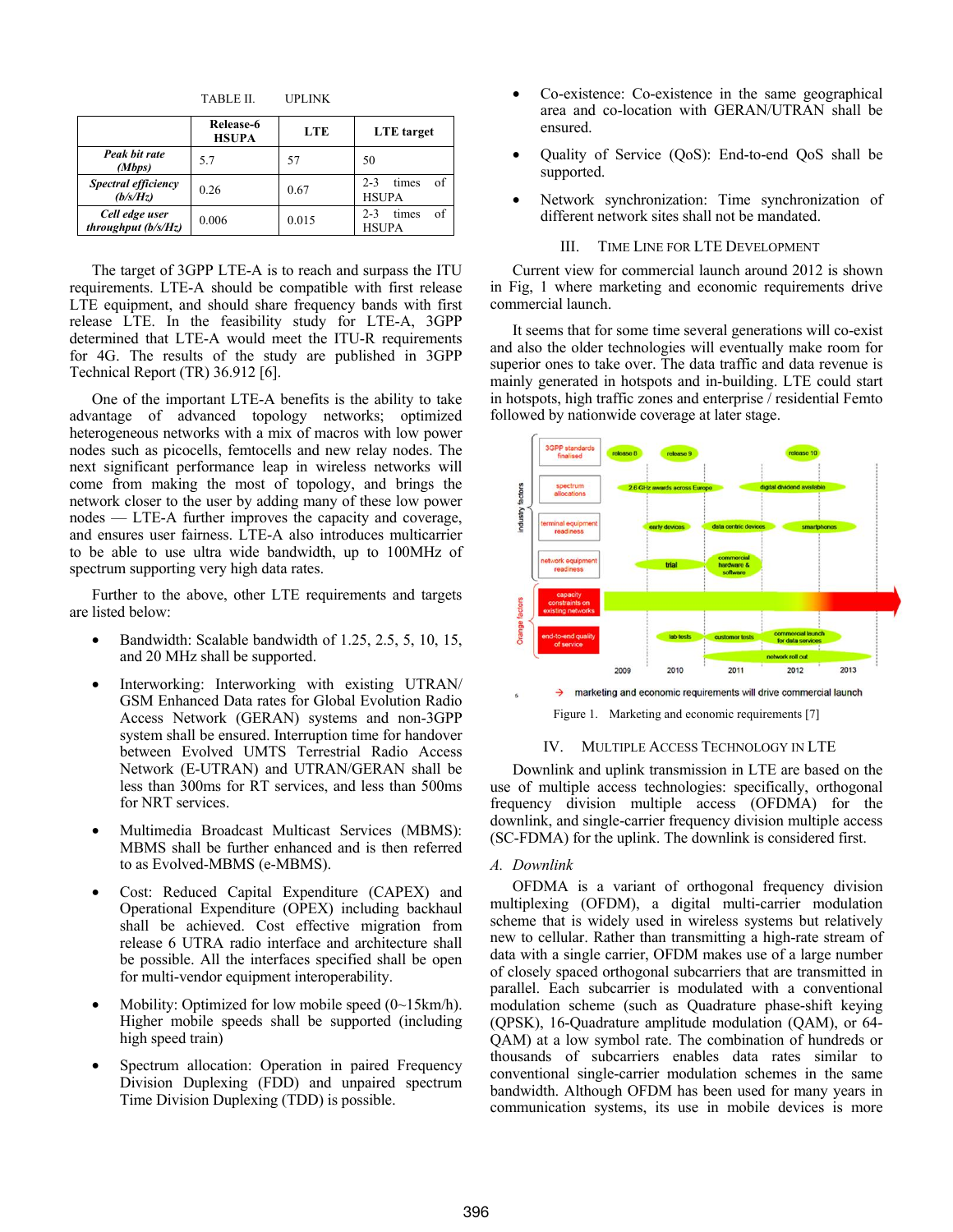TABLE II. UPLINK

| | Release-6 HSUPA | LTE | LTE target |
|---|---|---|---|
| ***Peak bit rate (Mbps)*** | 5.7 | 57 | 50 |
| ***Spectral efficiency (b/s/Hz)*** | 0.26 | 0.67 | 2-3 times of HSUPA |
| ***Cell edge user throughput (b/s/Hz)*** | 0.006 | 0.015 | 2-3 times of HSUPA |

The target of 3GPP LTE-A is to reach and surpass the ITU requirements. LTE-A should be compatible with first release LTE equipment, and should share frequency bands with first release LTE. In the feasibility study for LTE-A, 3GPP determined that LTE-A would meet the ITU-R requirements for 4G. The results of the study are published in 3GPP Technical Report (TR) 36.912 [6].

One of the important LTE-A benefits is the ability to take advantage of advanced topology networks; optimized heterogeneous networks with a mix of macros with low power nodes such as picocells, femtocells and new relay nodes. The next significant performance leap in wireless networks will come from making the most of topology, and brings the network closer to the user by adding many of these low power nodes — LTE-A further improves the capacity and coverage, and ensures user fairness. LTE-A also introduces multicarrier to be able to use ultra wide bandwidth, up to 100MHz of spectrum supporting very high data rates.

Further to the above, other LTE requirements and targets are listed below:

- Bandwidth: Scalable bandwidth of 1.25, 2.5, 5, 10, 15, and 20 MHz shall be supported.
- Interworking: Interworking with existing UTRAN/ GSM Enhanced Data rates for Global Evolution Radio Access Network (GERAN) systems and non-3GPP system shall be ensured. Interruption time for handover between Evolved UMTS Terrestrial Radio Access Network (E-UTRAN) and UTRAN/GERAN shall be less than 300ms for RT services, and less than 500ms for NRT services.
- Multimedia Broadcast Multicast Services (MBMS): MBMS shall be further enhanced and is then referred to as Evolved-MBMS (e-MBMS).
- Cost: Reduced Capital Expenditure (CAPEX) and Operational Expenditure (OPEX) including backhaul shall be achieved. Cost effective migration from release 6 UTRA radio interface and architecture shall be possible. All the interfaces specified shall be open for multi-vendor equipment interoperability.
- Mobility: Optimized for low mobile speed (0~15km/h). Higher mobile speeds shall be supported (including high speed train)
- Spectrum allocation: Operation in paired Frequency Division Duplexing (FDD) and unpaired spectrum Time Division Duplexing (TDD) is possible.
- Co-existence: Co-existence in the same geographical area and co-location with GERAN/UTRAN shall be ensured.
- Quality of Service (QoS): End-to-end QoS shall be supported.
- Network synchronization: Time synchronization of different network sites shall not be mandated.

## III. Time Line for LTE Development

Current view for commercial launch around 2012 is shown in Fig, 1 where marketing and economic requirements drive commercial launch.

It seems that for some time several generations will co-exist and also the older technologies will eventually make room for superior ones to take over. The data traffic and data revenue is mainly generated in hotspots and in-building. LTE could start in hotspots, high traffic zones and enterprise / residential Femto followed by nationwide coverage at later stage.

Figure 1. Marketing and economic requirements [7]

## IV. Multiple Access Technology in LTE

Downlink and uplink transmission in LTE are based on the use of multiple access technologies: specifically, orthogonal frequency division multiple access (OFDMA) for the downlink, and single-carrier frequency division multiple access (SC-FDMA) for the uplink. The downlink is considered first.

### *A. Downlink*

OFDMA is a variant of orthogonal frequency division multiplexing (OFDM), a digital multi-carrier modulation scheme that is widely used in wireless systems but relatively new to cellular. Rather than transmitting a high-rate stream of data with a single carrier, OFDM makes use of a large number of closely spaced orthogonal subcarriers that are transmitted in parallel. Each subcarrier is modulated with a conventional modulation scheme (such as Quadrature phase-shift keying (QPSK), 16-Quadrature amplitude modulation (QAM), or 64-QAM) at a low symbol rate. The combination of hundreds or thousands of subcarriers enables data rates similar to conventional single-carrier modulation schemes in the same bandwidth. Although OFDM has been used for many years in communication systems, its use in mobile devices is more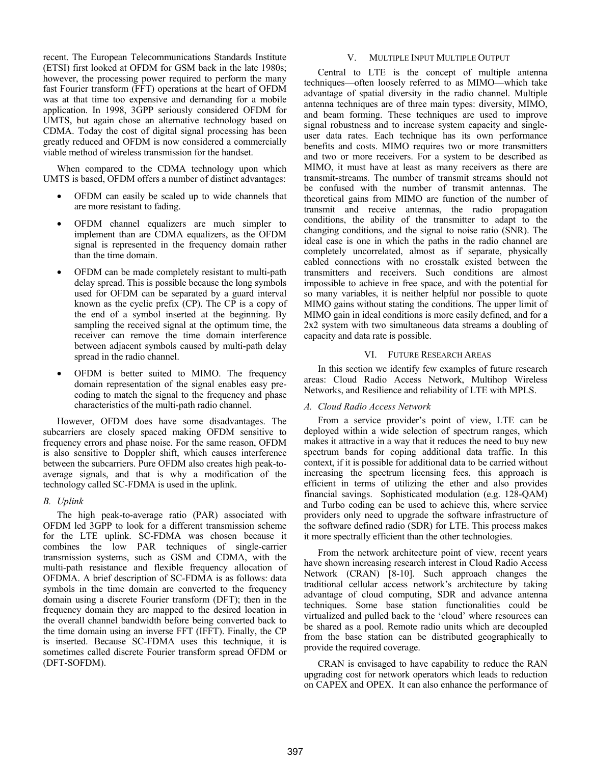recent. The European Telecommunications Standards Institute (ETSI) first looked at OFDM for GSM back in the late 1980s; however, the processing power required to perform the many fast Fourier transform (FFT) operations at the heart of OFDM was at that time too expensive and demanding for a mobile application. In 1998, 3GPP seriously considered OFDM for UMTS, but again chose an alternative technology based on CDMA. Today the cost of digital signal processing has been greatly reduced and OFDM is now considered a commercially viable method of wireless transmission for the handset.

When compared to the CDMA technology upon which UMTS is based, OFDM offers a number of distinct advantages:

- OFDM can easily be scaled up to wide channels that are more resistant to fading.
- OFDM channel equalizers are much simpler to implement than are CDMA equalizers, as the OFDM signal is represented in the frequency domain rather than the time domain.
- OFDM can be made completely resistant to multi-path delay spread. This is possible because the long symbols used for OFDM can be separated by a guard interval known as the cyclic prefix (CP). The CP is a copy of the end of a symbol inserted at the beginning. By sampling the received signal at the optimum time, the receiver can remove the time domain interference between adjacent symbols caused by multi-path delay spread in the radio channel.
- OFDM is better suited to MIMO. The frequency domain representation of the signal enables easy pre-coding to match the signal to the frequency and phase characteristics of the multi-path radio channel.

However, OFDM does have some disadvantages. The subcarriers are closely spaced making OFDM sensitive to frequency errors and phase noise. For the same reason, OFDM is also sensitive to Doppler shift, which causes interference between the subcarriers. Pure OFDM also creates high peak-to-average signals, and that is why a modification of the technology called SC-FDMA is used in the uplink.

### B. Uplink

The high peak-to-average ratio (PAR) associated with OFDM led 3GPP to look for a different transmission scheme for the LTE uplink. SC-FDMA was chosen because it combines the low PAR techniques of single-carrier transmission systems, such as GSM and CDMA, with the multi-path resistance and flexible frequency allocation of OFDMA. A brief description of SC-FDMA is as follows: data symbols in the time domain are converted to the frequency domain using a discrete Fourier transform (DFT); then in the frequency domain they are mapped to the desired location in the overall channel bandwidth before being converted back to the time domain using an inverse FFT (IFFT). Finally, the CP is inserted. Because SC-FDMA uses this technique, it is sometimes called discrete Fourier transform spread OFDM or (DFT-SOFDM).

## V. Multiple Input Multiple Output

Central to LTE is the concept of multiple antenna techniques—often loosely referred to as MIMO—which take advantage of spatial diversity in the radio channel. Multiple antenna techniques are of three main types: diversity, MIMO, and beam forming. These techniques are used to improve signal robustness and to increase system capacity and single-user data rates. Each technique has its own performance benefits and costs. MIMO requires two or more transmitters and two or more receivers. For a system to be described as MIMO, it must have at least as many receivers as there are transmit-streams. The number of transmit streams should not be confused with the number of transmit antennas. The theoretical gains from MIMO are function of the number of transmit and receive antennas, the radio propagation conditions, the ability of the transmitter to adapt to the changing conditions, and the signal to noise ratio (SNR). The ideal case is one in which the paths in the radio channel are completely uncorrelated, almost as if separate, physically cabled connections with no crosstalk existed between the transmitters and receivers. Such conditions are almost impossible to achieve in free space, and with the potential for so many variables, it is neither helpful nor possible to quote MIMO gains without stating the conditions. The upper limit of MIMO gain in ideal conditions is more easily defined, and for a 2x2 system with two simultaneous data streams a doubling of capacity and data rate is possible.

## VI. Future Research Areas

In this section we identify few examples of future research areas: Cloud Radio Access Network, Multihop Wireless Networks, and Resilience and reliability of LTE with MPLS.

### A. Cloud Radio Access Network

From a service provider's point of view, LTE can be deployed within a wide selection of spectrum ranges, which makes it attractive in a way that it reduces the need to buy new spectrum bands for coping additional data traffic. In this context, if it is possible for additional data to be carried without increasing the spectrum licensing fees, this approach is efficient in terms of utilizing the ether and also provides financial savings. Sophisticated modulation (e.g. 128-QAM) and Turbo coding can be used to achieve this, where service providers only need to upgrade the software infrastructure of the software defined radio (SDR) for LTE. This process makes it more spectrally efficient than the other technologies.

From the network architecture point of view, recent years have shown increasing research interest in Cloud Radio Access Network (CRAN) [8-10]. Such approach changes the traditional cellular access network's architecture by taking advantage of cloud computing, SDR and advance antenna techniques. Some base station functionalities could be virtualized and pulled back to the 'cloud' where resources can be shared as a pool. Remote radio units which are decoupled from the base station can be distributed geographically to provide the required coverage.

CRAN is envisaged to have capability to reduce the RAN upgrading cost for network operators which leads to reduction on CAPEX and OPEX. It can also enhance the performance of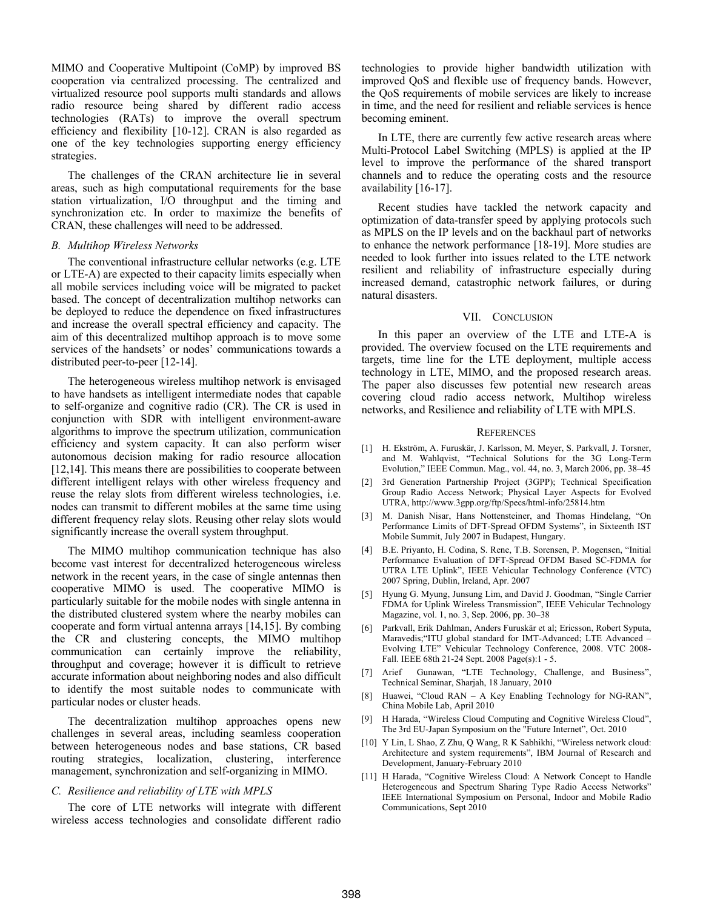MIMO and Cooperative Multipoint (CoMP) by improved BS cooperation via centralized processing. The centralized and virtualized resource pool supports multi standards and allows radio resource being shared by different radio access technologies (RATs) to improve the overall spectrum efficiency and flexibility [10-12]. CRAN is also regarded as one of the key technologies supporting energy efficiency strategies.

The challenges of the CRAN architecture lie in several areas, such as high computational requirements for the base station virtualization, I/O throughput and the timing and synchronization etc. In order to maximize the benefits of CRAN, these challenges will need to be addressed.

### *B. Multihop Wireless Networks*

The conventional infrastructure cellular networks (e.g. LTE or LTE-A) are expected to their capacity limits especially when all mobile services including voice will be migrated to packet based. The concept of decentralization multihop networks can be deployed to reduce the dependence on fixed infrastructures and increase the overall spectral efficiency and capacity. The aim of this decentralized multihop approach is to move some services of the handsets' or nodes' communications towards a distributed peer-to-peer [12-14].

The heterogeneous wireless multihop network is envisaged to have handsets as intelligent intermediate nodes that capable to self-organize and cognitive radio (CR). The CR is used in conjunction with SDR with intelligent environment-aware algorithms to improve the spectrum utilization, communication efficiency and system capacity. It can also perform wiser autonomous decision making for radio resource allocation [12,14]. This means there are possibilities to cooperate between different intelligent relays with other wireless frequency and reuse the relay slots from different wireless technologies, i.e. nodes can transmit to different mobiles at the same time using different frequency relay slots. Reusing other relay slots would significantly increase the overall system throughput.

The MIMO multihop communication technique has also become vast interest for decentralized heterogeneous wireless network in the recent years, in the case of single antennas then cooperative MIMO is used. The cooperative MIMO is particularly suitable for the mobile nodes with single antenna in the distributed clustered system where the nearby mobiles can cooperate and form virtual antenna arrays [14,15]. By combing the CR and clustering concepts, the MIMO multihop communication can certainly improve the reliability, throughput and coverage; however it is difficult to retrieve accurate information about neighboring nodes and also difficult to identify the most suitable nodes to communicate with particular nodes or cluster heads.

The decentralization multihop approaches opens new challenges in several areas, including seamless cooperation between heterogeneous nodes and base stations, CR based routing strategies, localization, clustering, interference management, synchronization and self-organizing in MIMO.

### *C. Resilience and reliability of LTE with MPLS*

The core of LTE networks will integrate with different wireless access technologies and consolidate different radio technologies to provide higher bandwidth utilization with improved QoS and flexible use of frequency bands. However, the QoS requirements of mobile services are likely to increase in time, and the need for resilient and reliable services is hence becoming eminent.

In LTE, there are currently few active research areas where Multi-Protocol Label Switching (MPLS) is applied at the IP level to improve the performance of the shared transport channels and to reduce the operating costs and the resource availability [16-17].

Recent studies have tackled the network capacity and optimization of data-transfer speed by applying protocols such as MPLS on the IP levels and on the backhaul part of networks to enhance the network performance [18-19]. More studies are needed to look further into issues related to the LTE network resilient and reliability of infrastructure especially during increased demand, catastrophic network failures, or during natural disasters.

## VII. Conclusion

In this paper an overview of the LTE and LTE-A is provided. The overview focused on the LTE requirements and targets, time line for the LTE deployment, multiple access technology in LTE, MIMO, and the proposed research areas. The paper also discusses few potential new research areas covering cloud radio access network, Multihop wireless networks, and Resilience and reliability of LTE with MPLS.

## References

[1] H. Ekström, A. Furuskär, J. Karlsson, M. Meyer, S. Parkvall, J. Torsner, and M. Wahlqvist, "Technical Solutions for the 3G Long-Term Evolution," IEEE Commun. Mag., vol. 44, no. 3, March 2006, pp. 38–45

[2] 3rd Generation Partnership Project (3GPP); Technical Specification Group Radio Access Network; Physical Layer Aspects for Evolved UTRA, http://www.3gpp.org/ftp/Specs/html-info/25814.htm

[3] M. Danish Nisar, Hans Nottensteiner, and Thomas Hindelang, "On Performance Limits of DFT-Spread OFDM Systems", in Sixteenth IST Mobile Summit, July 2007 in Budapest, Hungary.

[4] B.E. Priyanto, H. Codina, S. Rene, T.B. Sorensen, P. Mogensen, "Initial Performance Evaluation of DFT-Spread OFDM Based SC-FDMA for UTRA LTE Uplink", IEEE Vehicular Technology Conference (VTC) 2007 Spring, Dublin, Ireland, Apr. 2007

[5] Hyung G. Myung, Junsung Lim, and David J. Goodman, "Single Carrier FDMA for Uplink Wireless Transmission", IEEE Vehicular Technology Magazine, vol. 1, no. 3, Sep. 2006, pp. 30–38

[6] Parkvall, Erik Dahlman, Anders Furuskär et al; Ericsson, Robert Syputa, Maravedis;"ITU global standard for IMT-Advanced; LTE Advanced – Evolving LTE" Vehicular Technology Conference, 2008. VTC 2008-Fall. IEEE 68th 21-24 Sept. 2008 Page(s):1 - 5.

[7] Arief Gunawan, "LTE Technology, Challenge, and Business", Technical Seminar, Sharjah, 18 January, 2010

[8] Huawei, "Cloud RAN – A Key Enabling Technology for NG-RAN", China Mobile Lab, April 2010

[9] H Harada, "Wireless Cloud Computing and Cognitive Wireless Cloud", The 3rd EU-Japan Symposium on the "Future Internet", Oct. 2010

[10] Y Lin, L Shao, Z Zhu, Q Wang, R K Sabhikhi, "Wireless network cloud: Architecture and system requirements", IBM Journal of Research and Development, January-February 2010

[11] H Harada, "Cognitive Wireless Cloud: A Network Concept to Handle Heterogeneous and Spectrum Sharing Type Radio Access Networks" IEEE International Symposium on Personal, Indoor and Mobile Radio Communications, Sept 2010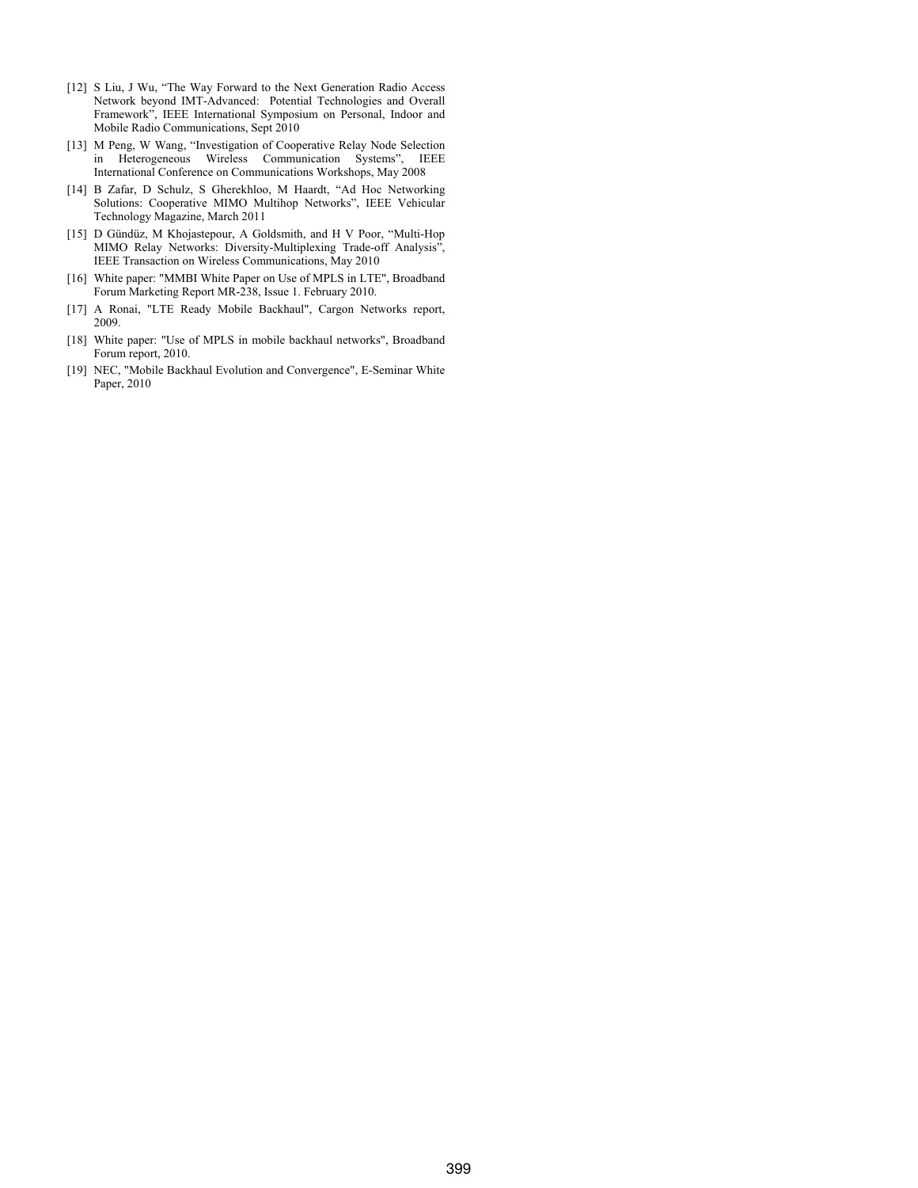[12] S Liu, J Wu, “The Way Forward to the Next Generation Radio Access Network beyond IMT-Advanced: Potential Technologies and Overall Framework”, IEEE International Symposium on Personal, Indoor and Mobile Radio Communications, Sept 2010

[13] M Peng, W Wang, “Investigation of Cooperative Relay Node Selection in Heterogeneous Wireless Communication Systems”, IEEE International Conference on Communications Workshops, May 2008

[14] B Zafar, D Schulz, S Gherekhloo, M Haardt, “Ad Hoc Networking Solutions: Cooperative MIMO Multihop Networks”, IEEE Vehicular Technology Magazine, March 2011

[15] D Gündüz, M Khojastepour, A Goldsmith, and H V Poor, “Multi-Hop MIMO Relay Networks: Diversity-Multiplexing Trade-off Analysis”, IEEE Transaction on Wireless Communications, May 2010

[16] White paper: "MMBI White Paper on Use of MPLS in LTE", Broadband Forum Marketing Report MR-238, Issue 1. February 2010.

[17] A Ronai, "LTE Ready Mobile Backhaul", Cargon Networks report, 2009.

[18] White paper: "Use of MPLS in mobile backhaul networks", Broadband Forum report, 2010.

[19] NEC, "Mobile Backhaul Evolution and Convergence", E-Seminar White Paper, 2010